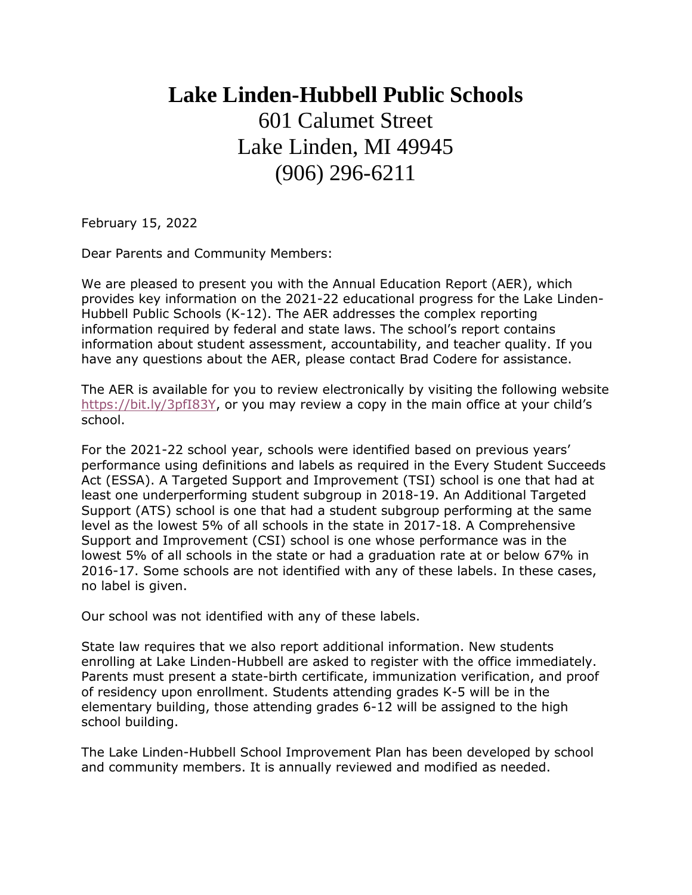# Lake Linden-Hubbell Public Schools

601 Calumet Street
Lake Linden, MI 49945
(906) 296-6211

February 15, 2022

Dear Parents and Community Members:

We are pleased to present you with the Annual Education Report (AER), which provides key information on the 2021-22 educational progress for the Lake Linden-Hubbell Public Schools (K-12). The AER addresses the complex reporting information required by federal and state laws. The school's report contains information about student assessment, accountability, and teacher quality. If you have any questions about the AER, please contact Brad Codere for assistance.

The AER is available for you to review electronically by visiting the following website https://bit.ly/3pfI83Y, or you may review a copy in the main office at your child's school.

For the 2021-22 school year, schools were identified based on previous years' performance using definitions and labels as required in the Every Student Succeeds Act (ESSA). A Targeted Support and Improvement (TSI) school is one that had at least one underperforming student subgroup in 2018-19. An Additional Targeted Support (ATS) school is one that had a student subgroup performing at the same level as the lowest 5% of all schools in the state in 2017-18. A Comprehensive Support and Improvement (CSI) school is one whose performance was in the lowest 5% of all schools in the state or had a graduation rate at or below 67% in 2016-17. Some schools are not identified with any of these labels. In these cases, no label is given.

Our school was not identified with any of these labels.

State law requires that we also report additional information. New students enrolling at Lake Linden-Hubbell are asked to register with the office immediately. Parents must present a state-birth certificate, immunization verification, and proof of residency upon enrollment. Students attending grades K-5 will be in the elementary building, those attending grades 6-12 will be assigned to the high school building.

The Lake Linden-Hubbell School Improvement Plan has been developed by school and community members. It is annually reviewed and modified as needed.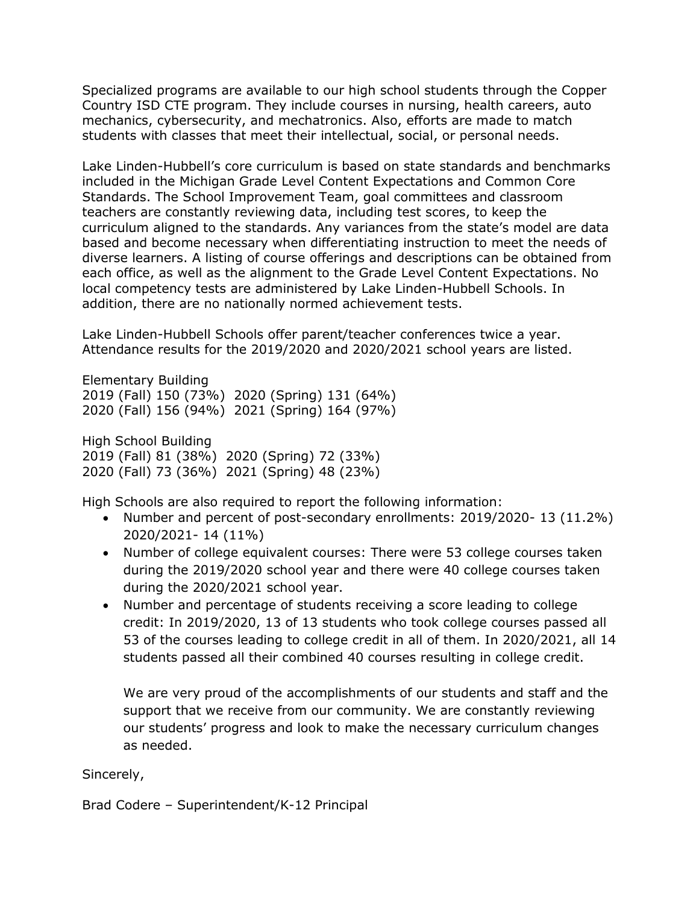Specialized programs are available to our high school students through the Copper Country ISD CTE program. They include courses in nursing, health careers, auto mechanics, cybersecurity, and mechatronics. Also, efforts are made to match students with classes that meet their intellectual, social, or personal needs.

Lake Linden-Hubbell's core curriculum is based on state standards and benchmarks included in the Michigan Grade Level Content Expectations and Common Core Standards. The School Improvement Team, goal committees and classroom teachers are constantly reviewing data, including test scores, to keep the curriculum aligned to the standards. Any variances from the state's model are data based and become necessary when differentiating instruction to meet the needs of diverse learners. A listing of course offerings and descriptions can be obtained from each office, as well as the alignment to the Grade Level Content Expectations. No local competency tests are administered by Lake Linden-Hubbell Schools. In addition, there are no nationally normed achievement tests.

Lake Linden-Hubbell Schools offer parent/teacher conferences twice a year. Attendance results for the 2019/2020 and 2020/2021 school years are listed.

Elementary Building
2019 (Fall) 150 (73%) 2020 (Spring) 131 (64%)
2020 (Fall) 156 (94%) 2021 (Spring) 164 (97%)

High School Building
2019 (Fall) 81 (38%) 2020 (Spring) 72 (33%)
2020 (Fall) 73 (36%) 2021 (Spring) 48 (23%)

High Schools are also required to report the following information:

- Number and percent of post-secondary enrollments: 2019/2020- 13 (11.2%) 2020/2021- 14 (11%)
- Number of college equivalent courses: There were 53 college courses taken during the 2019/2020 school year and there were 40 college courses taken during the 2020/2021 school year.
- Number and percentage of students receiving a score leading to college credit: In 2019/2020, 13 of 13 students who took college courses passed all 53 of the courses leading to college credit in all of them. In 2020/2021, all 14 students passed all their combined 40 courses resulting in college credit.

  We are very proud of the accomplishments of our students and staff and the support that we receive from our community. We are constantly reviewing our students' progress and look to make the necessary curriculum changes as needed.

Sincerely,

Brad Codere – Superintendent/K-12 Principal